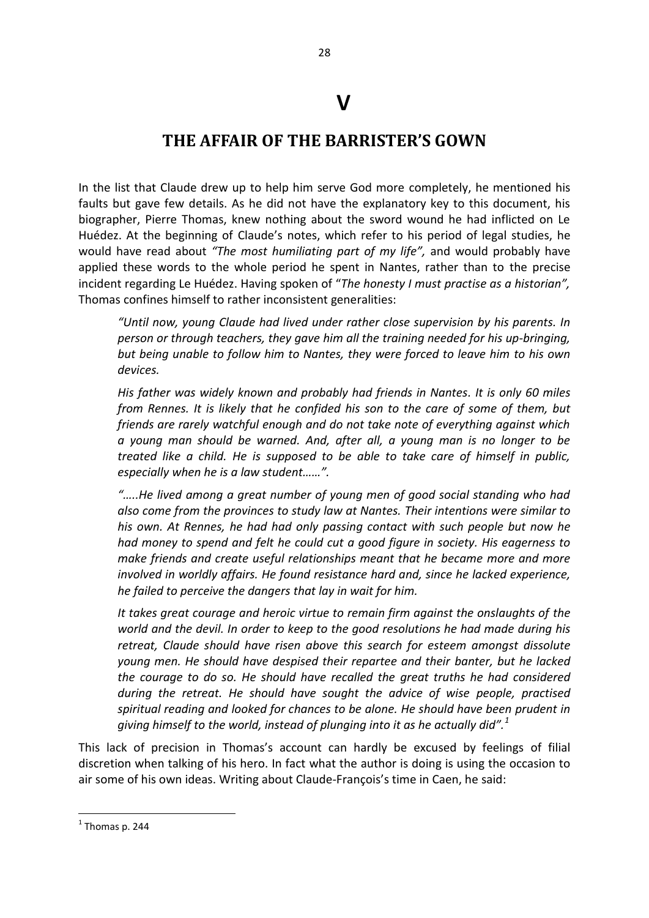# V

## THE AFFAIR OF THE BARRISTER'S GOWN

In the list that Claude drew up to help him serve God more completely, he mentioned his faults but gave few details. As he did not have the explanatory key to this document, his biographer, Pierre Thomas, knew nothing about the sword wound he had inflicted on Le Huédez. At the beginning of Claude's notes, which refer to his period of legal studies, he would have read about *"The most humiliating part of my life",* and would probably have applied these words to the whole period he spent in Nantes, rather than to the precise incident regarding Le Huédez. Having spoken of "*The honesty I must practise as a historian",* Thomas confines himself to rather inconsistent generalities:

> *"Until now, young Claude had lived under rather close supervision by his parents. In person or through teachers, they gave him all the training needed for his up-bringing, but being unable to follow him to Nantes, they were forced to leave him to his own devices.*
>
> *His father was widely known and probably had friends in Nantes. It is only 60 miles from Rennes. It is likely that he confided his son to the care of some of them, but friends are rarely watchful enough and do not take note of everything against which a young man should be warned. And, after all, a young man is no longer to be treated like a child. He is supposed to be able to take care of himself in public, especially when he is a law student……".*
>
> *"…..He lived among a great number of young men of good social standing who had also come from the provinces to study law at Nantes. Their intentions were similar to his own. At Rennes, he had had only passing contact with such people but now he had money to spend and felt he could cut a good figure in society. His eagerness to make friends and create useful relationships meant that he became more and more involved in worldly affairs. He found resistance hard and, since he lacked experience, he failed to perceive the dangers that lay in wait for him.*
>
> *It takes great courage and heroic virtue to remain firm against the onslaughts of the world and the devil. In order to keep to the good resolutions he had made during his retreat, Claude should have risen above this search for esteem amongst dissolute young men. He should have despised their repartee and their banter, but he lacked the courage to do so. He should have recalled the great truths he had considered during the retreat. He should have sought the advice of wise people, practised spiritual reading and looked for chances to be alone. He should have been prudent in giving himself to the world, instead of plunging into it as he actually did".*[1]

This lack of precision in Thomas's account can hardly be excused by feelings of filial discretion when talking of his hero. In fact what the author is doing is using the occasion to air some of his own ideas. Writing about Claude-François's time in Caen, he said:

[1] Thomas p. 244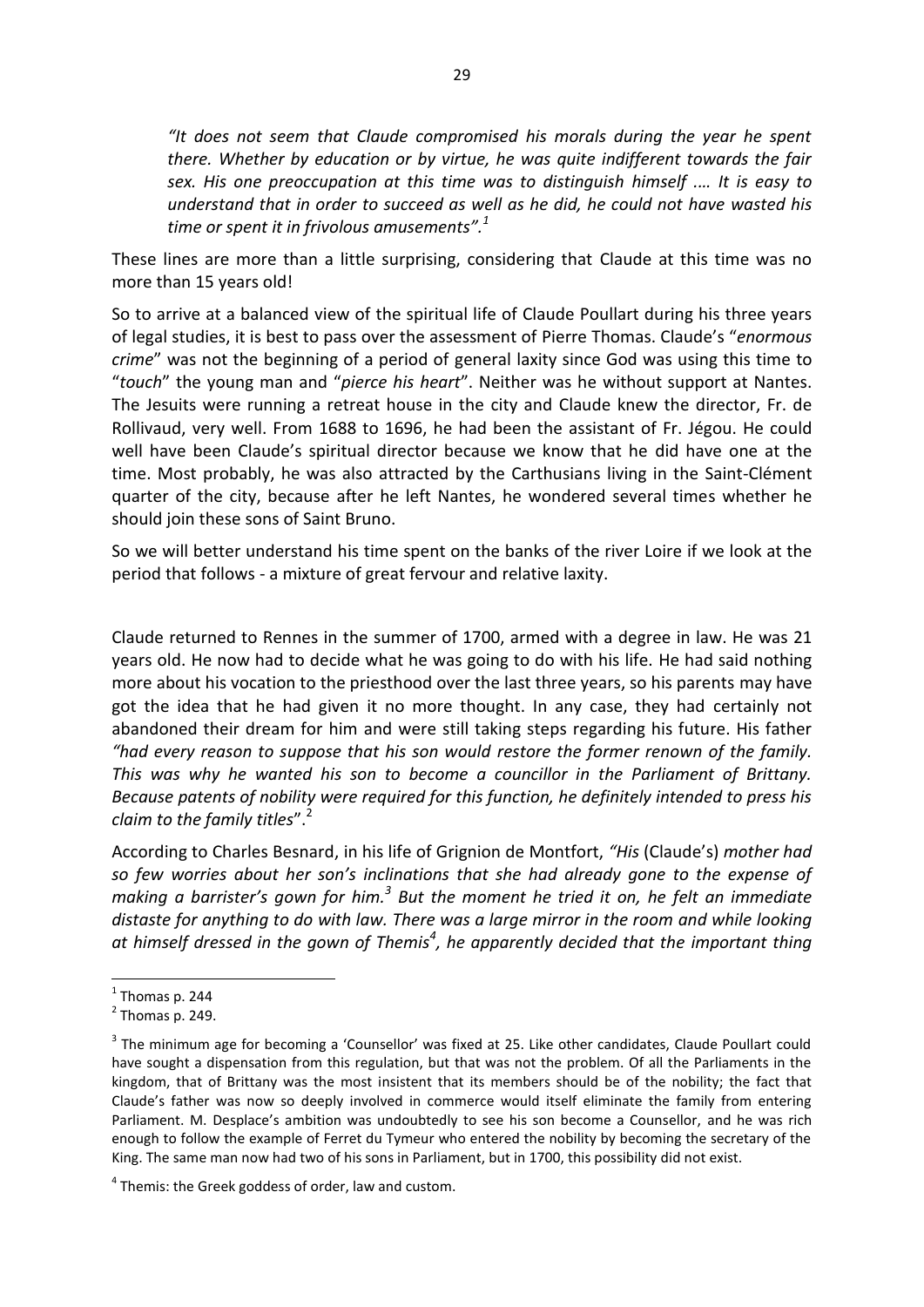*"It does not seem that Claude compromised his morals during the year he spent there. Whether by education or by virtue, he was quite indifferent towards the fair sex. His one preoccupation at this time was to distinguish himself .... It is easy to understand that in order to succeed as well as he did, he could not have wasted his time or spent it in frivolous amusements".*[1]

These lines are more than a little surprising, considering that Claude at this time was no more than 15 years old!

So to arrive at a balanced view of the spiritual life of Claude Poullart during his three years of legal studies, it is best to pass over the assessment of Pierre Thomas. Claude's "*enormous crime*" was not the beginning of a period of general laxity since God was using this time to "*touch*" the young man and "*pierce his heart*". Neither was he without support at Nantes. The Jesuits were running a retreat house in the city and Claude knew the director, Fr. de Rollivaud, very well. From 1688 to 1696, he had been the assistant of Fr. Jégou. He could well have been Claude's spiritual director because we know that he did have one at the time. Most probably, he was also attracted by the Carthusians living in the Saint-Clément quarter of the city, because after he left Nantes, he wondered several times whether he should join these sons of Saint Bruno.

So we will better understand his time spent on the banks of the river Loire if we look at the period that follows - a mixture of great fervour and relative laxity.

Claude returned to Rennes in the summer of 1700, armed with a degree in law. He was 21 years old. He now had to decide what he was going to do with his life. He had said nothing more about his vocation to the priesthood over the last three years, so his parents may have got the idea that he had given it no more thought. In any case, they had certainly not abandoned their dream for him and were still taking steps regarding his future. His father *"had every reason to suppose that his son would restore the former renown of the family. This was why he wanted his son to become a councillor in the Parliament of Brittany. Because patents of nobility were required for this function, he definitely intended to press his claim to the family titles*".[2]

According to Charles Besnard, in his life of Grignion de Montfort, *"His* (Claude's) *mother had so few worries about her son's inclinations that she had already gone to the expense of making a barrister's gown for him.*[3] *But the moment he tried it on, he felt an immediate distaste for anything to do with law. There was a large mirror in the room and while looking at himself dressed in the gown of Themis*[4]*, he apparently decided that the important thing*

---

[1] Thomas p. 244

[2] Thomas p. 249.

[3] The minimum age for becoming a 'Counsellor' was fixed at 25. Like other candidates, Claude Poullart could have sought a dispensation from this regulation, but that was not the problem. Of all the Parliaments in the kingdom, that of Brittany was the most insistent that its members should be of the nobility; the fact that Claude's father was now so deeply involved in commerce would itself eliminate the family from entering Parliament. M. Desplace's ambition was undoubtedly to see his son become a Counsellor, and he was rich enough to follow the example of Ferret du Tymeur who entered the nobility by becoming the secretary of the King. The same man now had two of his sons in Parliament, but in 1700, this possibility did not exist.

[4] Themis: the Greek goddess of order, law and custom.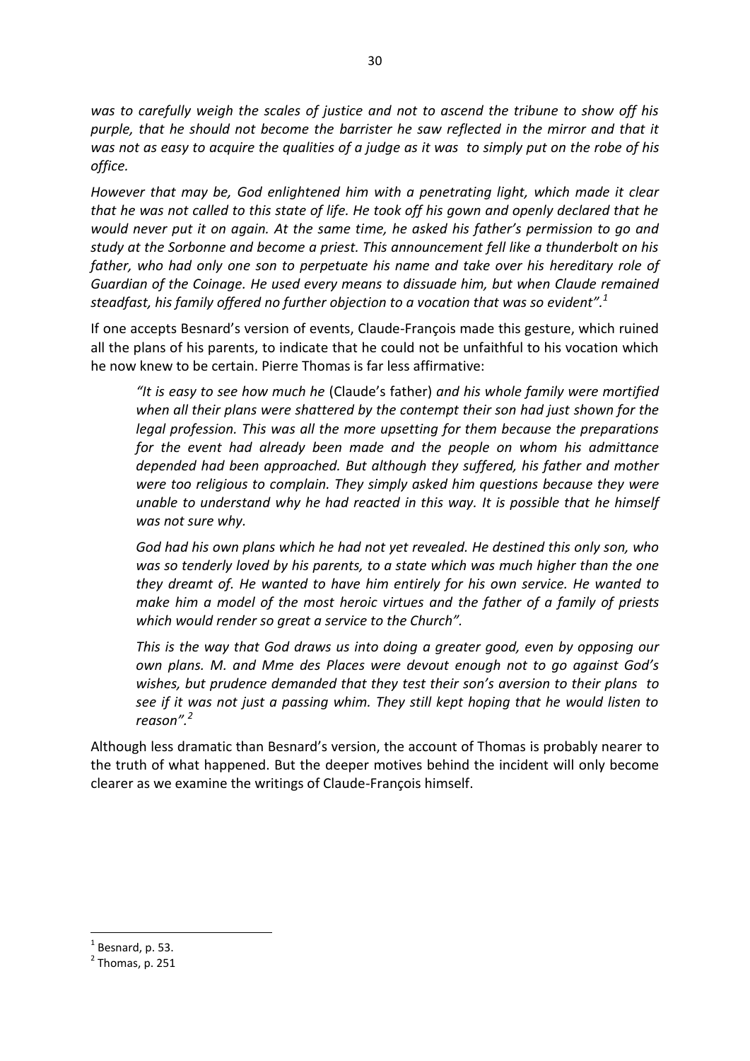*was to carefully weigh the scales of justice and not to ascend the tribune to show off his purple, that he should not become the barrister he saw reflected in the mirror and that it was not as easy to acquire the qualities of a judge as it was to simply put on the robe of his office.*

*However that may be, God enlightened him with a penetrating light, which made it clear that he was not called to this state of life. He took off his gown and openly declared that he would never put it on again. At the same time, he asked his father's permission to go and study at the Sorbonne and become a priest. This announcement fell like a thunderbolt on his father, who had only one son to perpetuate his name and take over his hereditary role of Guardian of the Coinage. He used every means to dissuade him, but when Claude remained steadfast, his family offered no further objection to a vocation that was so evident".*[1]

If one accepts Besnard's version of events, Claude-François made this gesture, which ruined all the plans of his parents, to indicate that he could not be unfaithful to his vocation which he now knew to be certain. Pierre Thomas is far less affirmative:

> *"It is easy to see how much he* (Claude's father) *and his whole family were mortified when all their plans were shattered by the contempt their son had just shown for the legal profession. This was all the more upsetting for them because the preparations for the event had already been made and the people on whom his admittance depended had been approached. But although they suffered, his father and mother were too religious to complain. They simply asked him questions because they were unable to understand why he had reacted in this way. It is possible that he himself was not sure why.*
>
> *God had his own plans which he had not yet revealed. He destined this only son, who was so tenderly loved by his parents, to a state which was much higher than the one they dreamt of. He wanted to have him entirely for his own service. He wanted to make him a model of the most heroic virtues and the father of a family of priests which would render so great a service to the Church".*
>
> *This is the way that God draws us into doing a greater good, even by opposing our own plans. M. and Mme des Places were devout enough not to go against God's wishes, but prudence demanded that they test their son's aversion to their plans to see if it was not just a passing whim. They still kept hoping that he would listen to reason".*[2]

Although less dramatic than Besnard's version, the account of Thomas is probably nearer to the truth of what happened. But the deeper motives behind the incident will only become clearer as we examine the writings of Claude-François himself.

---

[1] Besnard, p. 53.

[2] Thomas, p. 251